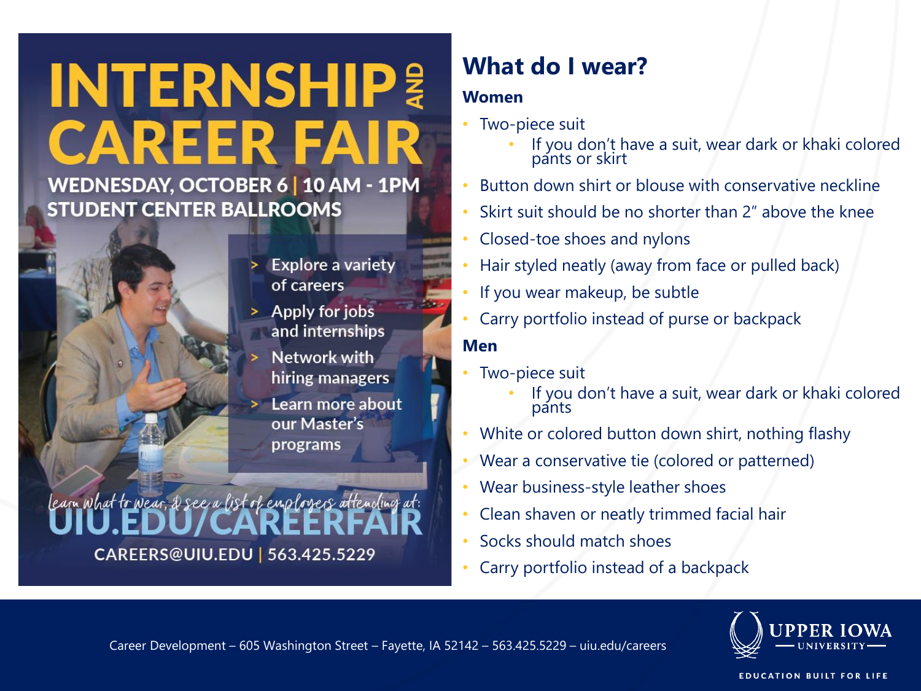# INTERNSHIP AND CAREER FAIR

**WEDNESDAY, OCTOBER 6 | 10 AM - 1PM**
**STUDENT CENTER BALLROOMS**

- Explore a variety of careers
- Apply for jobs and internships
- Network with hiring managers
- Learn more about our Master's programs

*Learn what to wear, & see a list of employers attending at:*

**UIU.EDU/CAREERFAIR**

CAREERS@UIU.EDU | 563.425.5229

## What do I wear?

### Women

- Two-piece suit
  - If you don't have a suit, wear dark or khaki colored pants or skirt
- Button down shirt or blouse with conservative neckline
- Skirt suit should be no shorter than 2" above the knee
- Closed-toe shoes and nylons
- Hair styled neatly (away from face or pulled back)
- If you wear makeup, be subtle
- Carry portfolio instead of purse or backpack

### Men

- Two-piece suit
  - If you don't have a suit, wear dark or khaki colored pants
- White or colored button down shirt, nothing flashy
- Wear a conservative tie (colored or patterned)
- Wear business-style leather shoes
- Clean shaven or neatly trimmed facial hair
- Socks should match shoes
- Carry portfolio instead of a backpack

Career Development – 605 Washington Street – Fayette, IA 52142 – 563.425.5229 – uiu.edu/careers

UPPER IOWA UNIVERSITY
EDUCATION BUILT FOR LIFE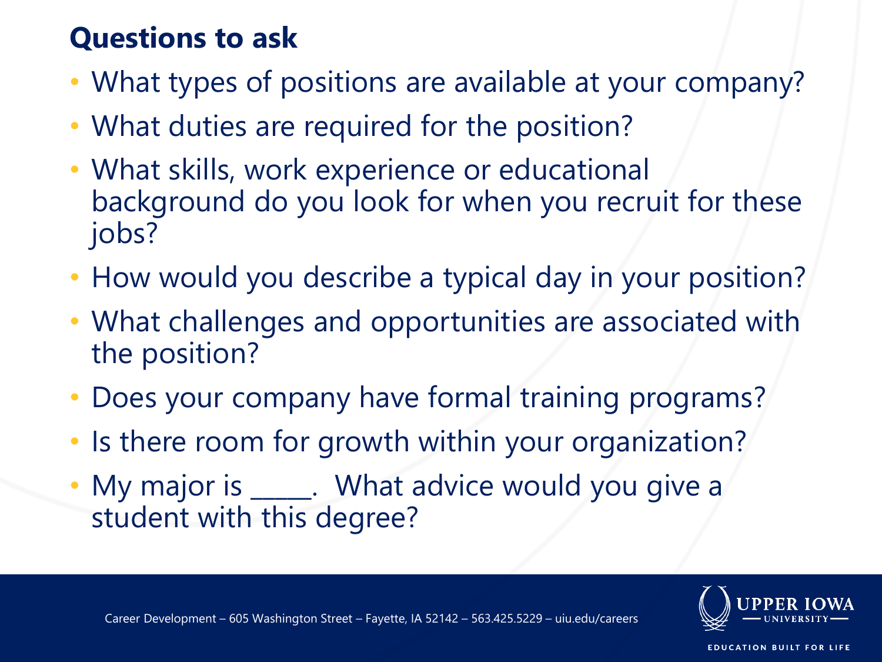## Questions to ask

- What types of positions are available at your company?
- What duties are required for the position?
- What skills, work experience or educational background do you look for when you recruit for these jobs?
- How would you describe a typical day in your position?
- What challenges and opportunities are associated with the position?
- Does your company have formal training programs?
- Is there room for growth within your organization?
- My major is _____. What advice would you give a student with this degree?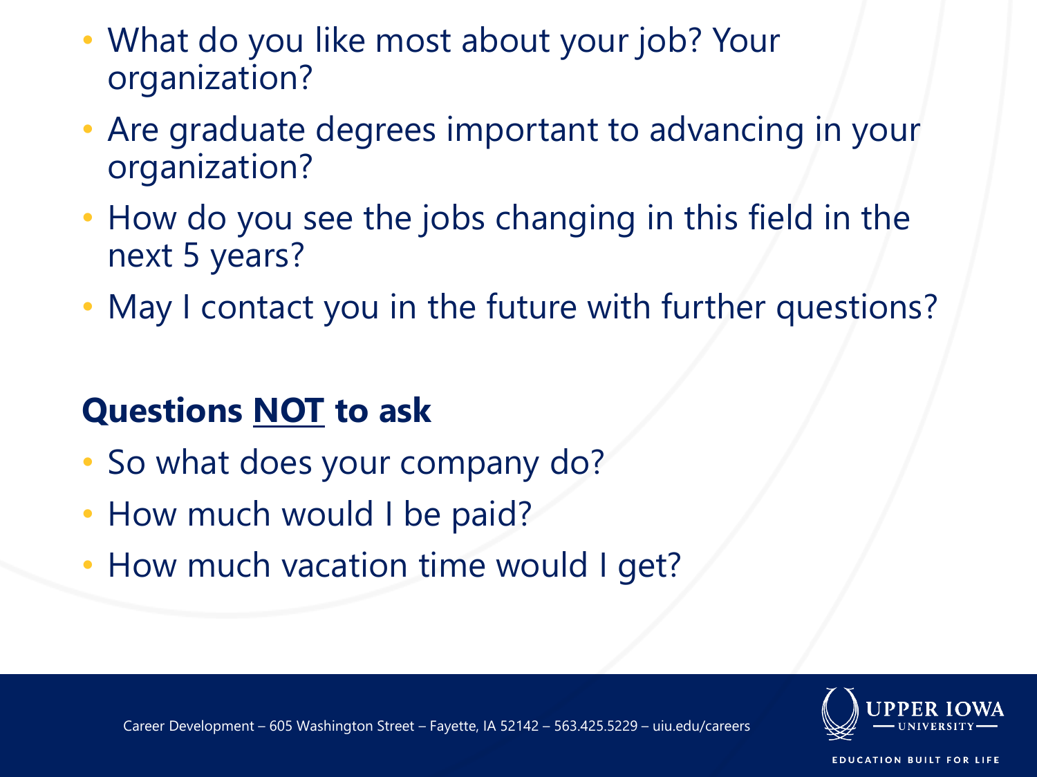- What do you like most about your job? Your organization?
- Are graduate degrees important to advancing in your organization?
- How do you see the jobs changing in this field in the next 5 years?
- May I contact you in the future with further questions?

**Questions NOT to ask**

- So what does your company do?
- How much would I be paid?
- How much vacation time would I get?

Career Development – 605 Washington Street – Fayette, IA 52142 – 563.425.5229 – uiu.edu/careers

UPPER IOWA UNIVERSITY

EDUCATION BUILT FOR LIFE